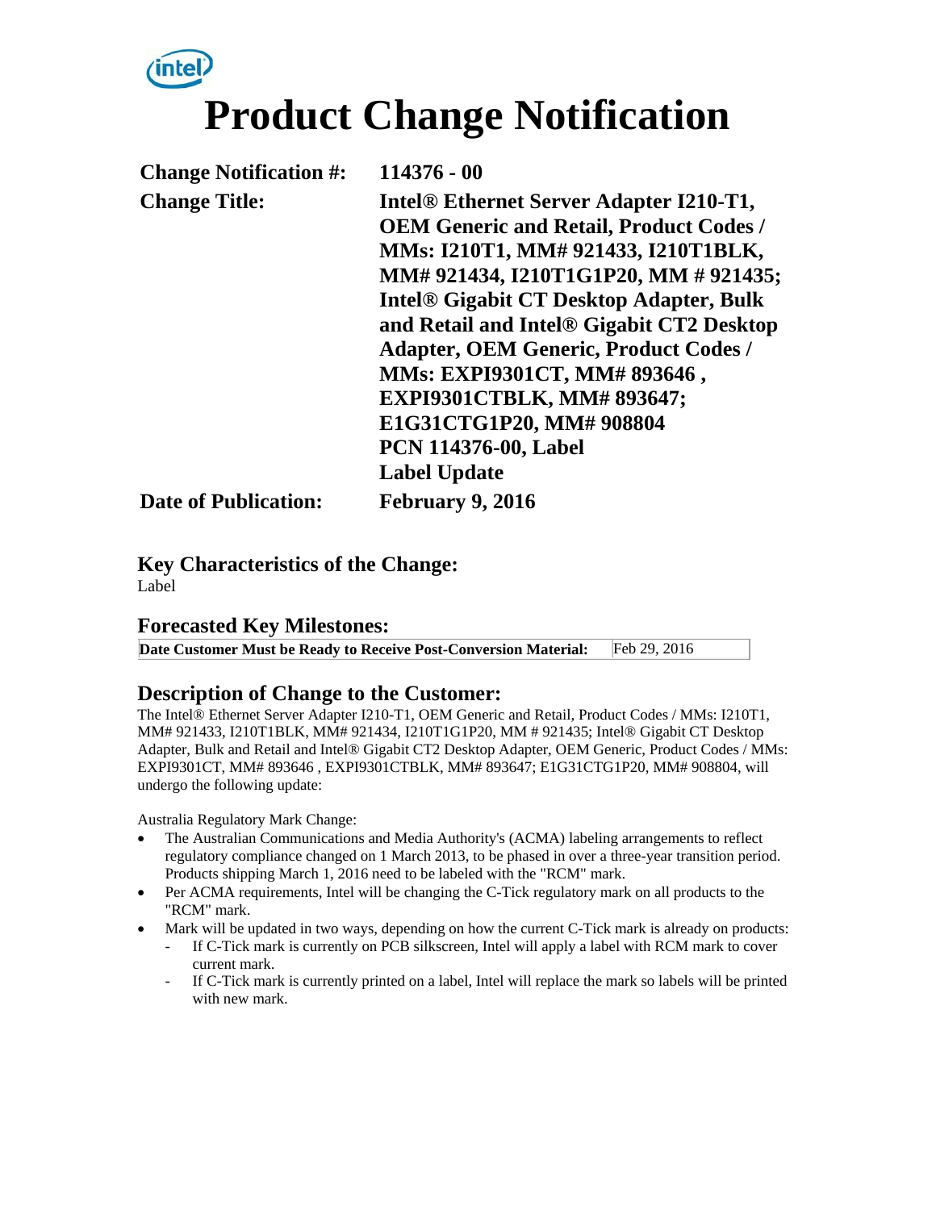# Product Change Notification

| | |
|---|---|
| **Change Notification #:** | **114376 - 00** |
| **Change Title:** | **Intel® Ethernet Server Adapter I210-T1, OEM Generic and Retail, Product Codes / MMs: I210T1, MM# 921433, I210T1BLK, MM# 921434, I210T1G1P20, MM # 921435; Intel® Gigabit CT Desktop Adapter, Bulk and Retail and Intel® Gigabit CT2 Desktop Adapter, OEM Generic, Product Codes / MMs: EXPI9301CT, MM# 893646 , EXPI9301CTBLK, MM# 893647; E1G31CTG1P20, MM# 908804 PCN 114376-00, Label Label Update** |
| **Date of Publication:** | **February 9, 2016** |

## Key Characteristics of the Change:

Label

## Forecasted Key Milestones:

| | |
|---|---|
| **Date Customer Must be Ready to Receive Post-Conversion Material:** | Feb 29, 2016 |

## Description of Change to the Customer:

The Intel® Ethernet Server Adapter I210-T1, OEM Generic and Retail, Product Codes / MMs: I210T1, MM# 921433, I210T1BLK, MM# 921434, I210T1G1P20, MM # 921435; Intel® Gigabit CT Desktop Adapter, Bulk and Retail and Intel® Gigabit CT2 Desktop Adapter, OEM Generic, Product Codes / MMs: EXPI9301CT, MM# 893646 , EXPI9301CTBLK, MM# 893647; E1G31CTG1P20, MM# 908804, will undergo the following update:

Australia Regulatory Mark Change:

- The Australian Communications and Media Authority's (ACMA) labeling arrangements to reflect regulatory compliance changed on 1 March 2013, to be phased in over a three-year transition period. Products shipping March 1, 2016 need to be labeled with the "RCM" mark.
- Per ACMA requirements, Intel will be changing the C-Tick regulatory mark on all products to the "RCM" mark.
- Mark will be updated in two ways, depending on how the current C-Tick mark is already on products:
  - If C-Tick mark is currently on PCB silkscreen, Intel will apply a label with RCM mark to cover current mark.
  - If C-Tick mark is currently printed on a label, Intel will replace the mark so labels will be printed with new mark.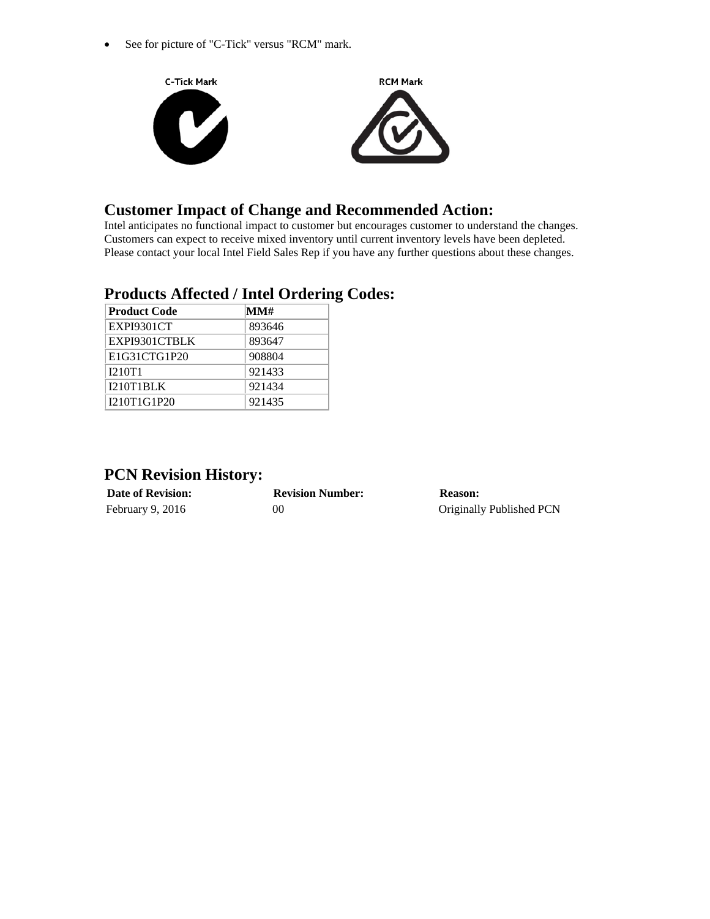- See for picture of "C-Tick" versus "RCM" mark.

C-Tick Mark

RCM Mark

## Customer Impact of Change and Recommended Action:

Intel anticipates no functional impact to customer but encourages customer to understand the changes. Customers can expect to receive mixed inventory until current inventory levels have been depleted. Please contact your local Intel Field Sales Rep if you have any further questions about these changes.

## Products Affected / Intel Ordering Codes:

| Product Code | MM# |
|---|---|
| EXPI9301CT | 893646 |
| EXPI9301CTBLK | 893647 |
| E1G31CTG1P20 | 908804 |
| I210T1 | 921433 |
| I210T1BLK | 921434 |
| I210T1G1P20 | 921435 |

## PCN Revision History:

| Date of Revision: | Revision Number: | Reason: |
|---|---|---|
| February 9, 2016 | 00 | Originally Published PCN |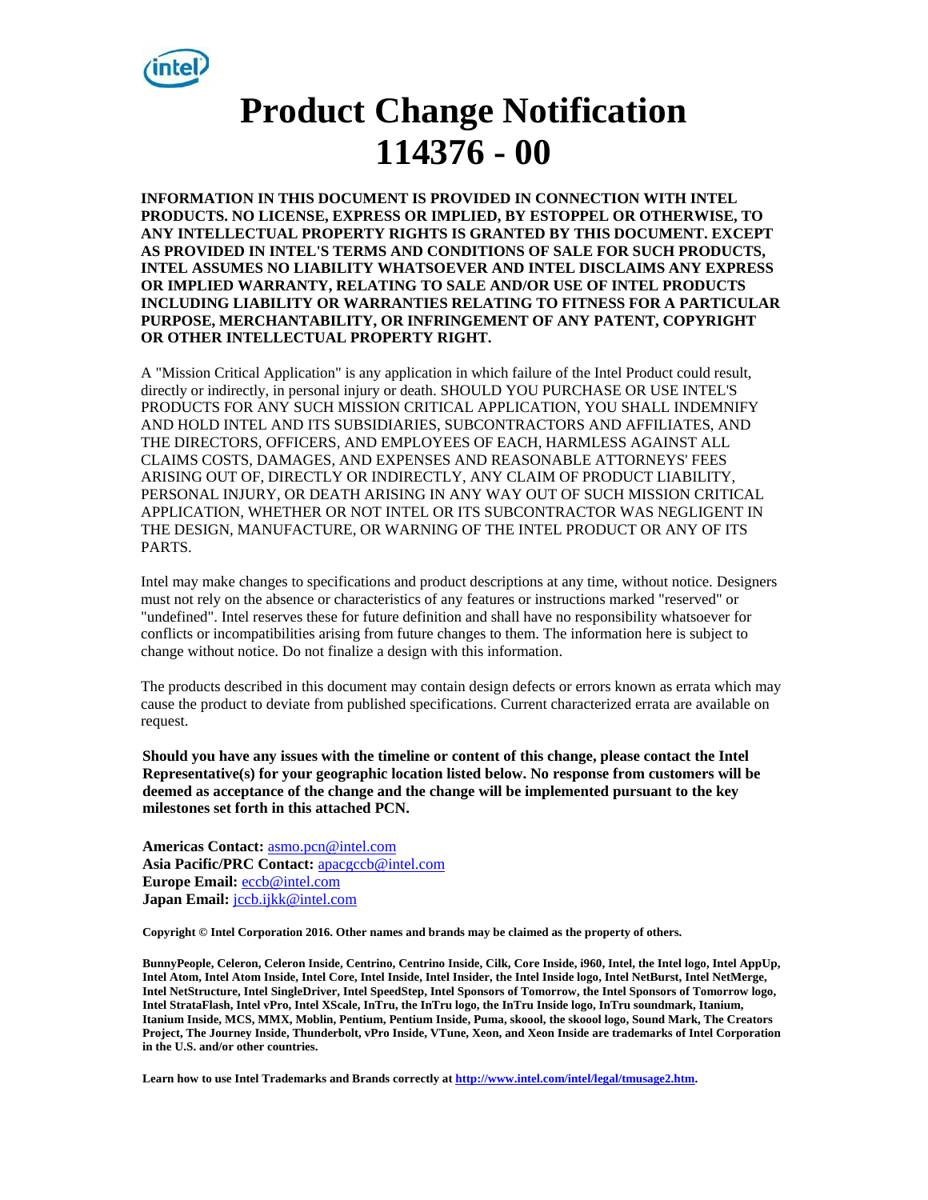# Product Change Notification 114376 - 00

**INFORMATION IN THIS DOCUMENT IS PROVIDED IN CONNECTION WITH INTEL PRODUCTS. NO LICENSE, EXPRESS OR IMPLIED, BY ESTOPPEL OR OTHERWISE, TO ANY INTELLECTUAL PROPERTY RIGHTS IS GRANTED BY THIS DOCUMENT. EXCEPT AS PROVIDED IN INTEL'S TERMS AND CONDITIONS OF SALE FOR SUCH PRODUCTS, INTEL ASSUMES NO LIABILITY WHATSOEVER AND INTEL DISCLAIMS ANY EXPRESS OR IMPLIED WARRANTY, RELATING TO SALE AND/OR USE OF INTEL PRODUCTS INCLUDING LIABILITY OR WARRANTIES RELATING TO FITNESS FOR A PARTICULAR PURPOSE, MERCHANTABILITY, OR INFRINGEMENT OF ANY PATENT, COPYRIGHT OR OTHER INTELLECTUAL PROPERTY RIGHT.**

A "Mission Critical Application" is any application in which failure of the Intel Product could result, directly or indirectly, in personal injury or death. SHOULD YOU PURCHASE OR USE INTEL'S PRODUCTS FOR ANY SUCH MISSION CRITICAL APPLICATION, YOU SHALL INDEMNIFY AND HOLD INTEL AND ITS SUBSIDIARIES, SUBCONTRACTORS AND AFFILIATES, AND THE DIRECTORS, OFFICERS, AND EMPLOYEES OF EACH, HARMLESS AGAINST ALL CLAIMS COSTS, DAMAGES, AND EXPENSES AND REASONABLE ATTORNEYS' FEES ARISING OUT OF, DIRECTLY OR INDIRECTLY, ANY CLAIM OF PRODUCT LIABILITY, PERSONAL INJURY, OR DEATH ARISING IN ANY WAY OUT OF SUCH MISSION CRITICAL APPLICATION, WHETHER OR NOT INTEL OR ITS SUBCONTRACTOR WAS NEGLIGENT IN THE DESIGN, MANUFACTURE, OR WARNING OF THE INTEL PRODUCT OR ANY OF ITS PARTS.

Intel may make changes to specifications and product descriptions at any time, without notice. Designers must not rely on the absence or characteristics of any features or instructions marked "reserved" or "undefined". Intel reserves these for future definition and shall have no responsibility whatsoever for conflicts or incompatibilities arising from future changes to them. The information here is subject to change without notice. Do not finalize a design with this information.

The products described in this document may contain design defects or errors known as errata which may cause the product to deviate from published specifications. Current characterized errata are available on request.

**Should you have any issues with the timeline or content of this change, please contact the Intel Representative(s) for your geographic location listed below. No response from customers will be deemed as acceptance of the change and the change will be implemented pursuant to the key milestones set forth in this attached PCN.**

**Americas Contact:** asmo.pcn@intel.com
**Asia Pacific/PRC Contact:** apacgccb@intel.com
**Europe Email:** eccb@intel.com
**Japan Email:** jccb.ijkk@intel.com

**Copyright © Intel Corporation 2016. Other names and brands may be claimed as the property of others.**

**BunnyPeople, Celeron, Celeron Inside, Centrino, Centrino Inside, Cilk, Core Inside, i960, Intel, the Intel logo, Intel AppUp, Intel Atom, Intel Atom Inside, Intel Core, Intel Inside, Intel Insider, the Intel Inside logo, Intel NetBurst, Intel NetMerge, Intel NetStructure, Intel SingleDriver, Intel SpeedStep, Intel Sponsors of Tomorrow, the Intel Sponsors of Tomorrow logo, Intel StrataFlash, Intel vPro, Intel XScale, InTru, the InTru logo, the InTru Inside logo, InTru soundmark, Itanium, Itanium Inside, MCS, MMX, Moblin, Pentium, Pentium Inside, Puma, skoool, the skoool logo, Sound Mark, The Creators Project, The Journey Inside, Thunderbolt, vPro Inside, VTune, Xeon, and Xeon Inside are trademarks of Intel Corporation in the U.S. and/or other countries.**

**Learn how to use Intel Trademarks and Brands correctly at http://www.intel.com/intel/legal/tmusage2.htm.**